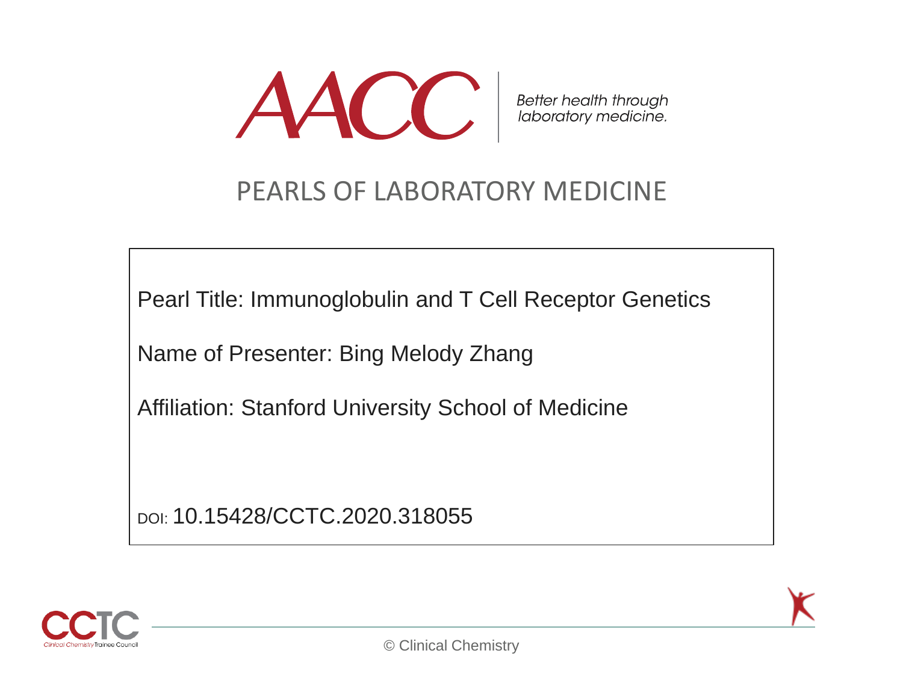AACC

Better health through laboratory medicine.

# PEARLS OF LABORATORY MEDICINE

Pearl Title: Immunoglobulin and T Cell Receptor Genetics

Name of Presenter: Bing Melody Zhang

Affiliation: Stanford University School of Medicine

DOI: 10.15428/CCTC.2020.318055

CCTC Clinical Chemistry Trainee Council

© Clinical Chemistry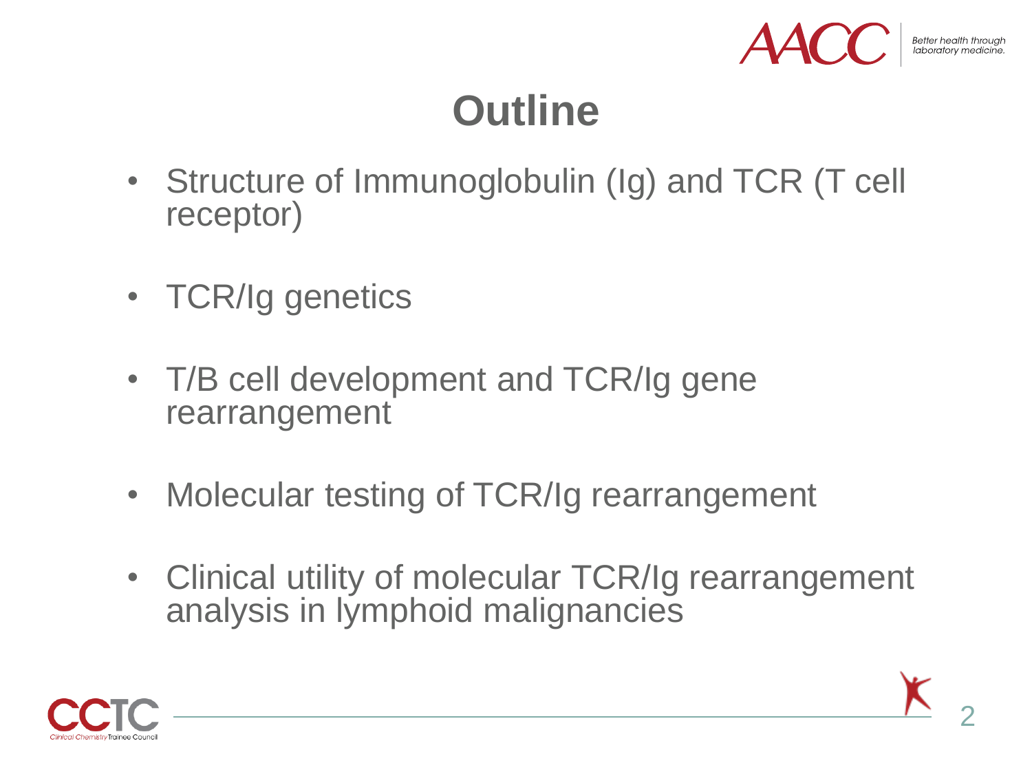# Outline

- Structure of Immunoglobulin (Ig) and TCR (T cell receptor)
- TCR/Ig genetics
- T/B cell development and TCR/Ig gene rearrangement
- Molecular testing of TCR/Ig rearrangement
- Clinical utility of molecular TCR/Ig rearrangement analysis in lymphoid malignancies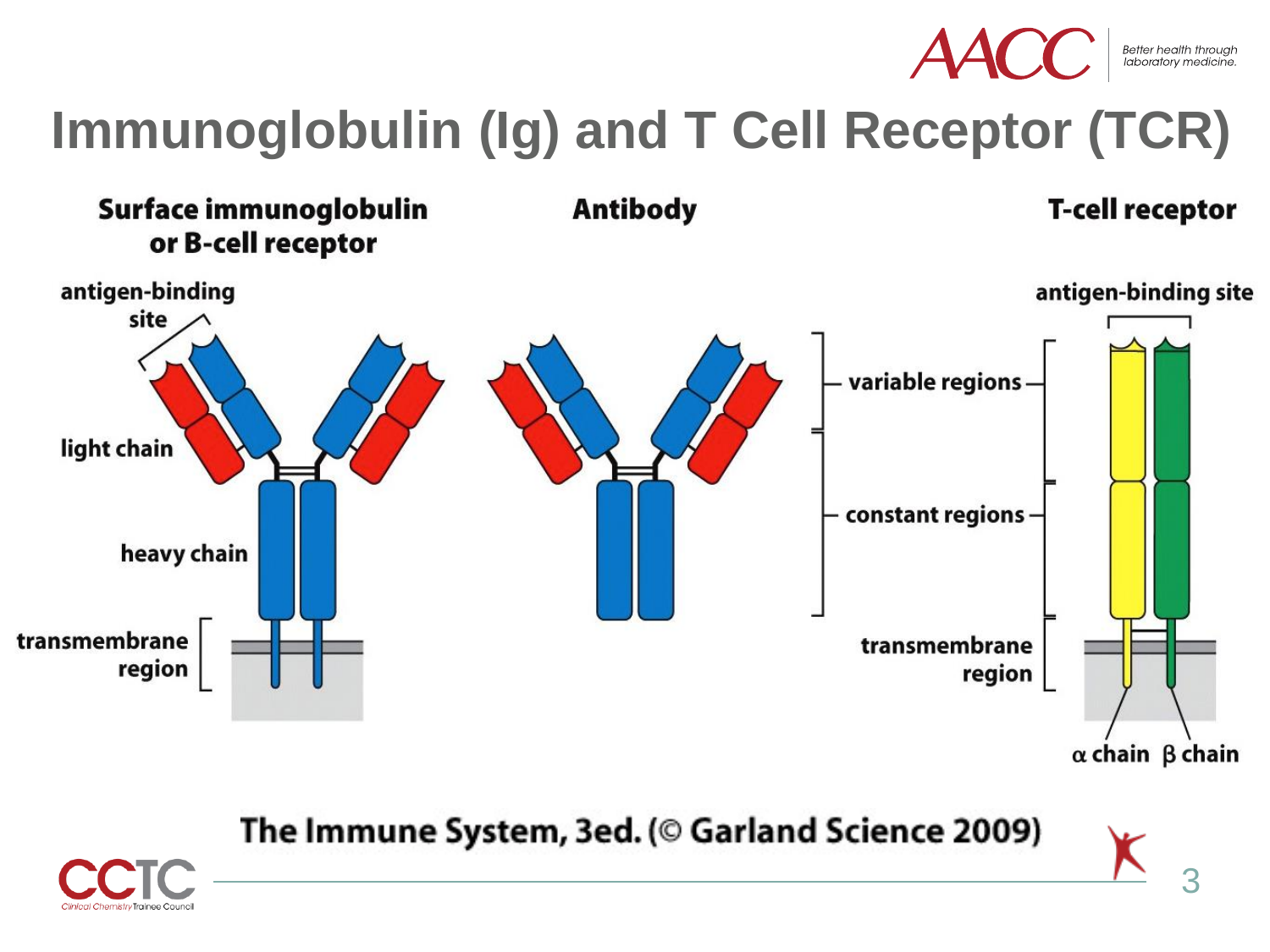# Immunoglobulin (Ig) and T Cell Receptor (TCR)

**Surface immunoglobulin or B-cell receptor**

**Antibody**

**T-cell receptor**

antigen-binding site

light chain

heavy chain

transmembrane region

variable regions

constant regions

antigen-binding site

transmembrane region

α chain β chain

The Immune System, 3ed. (© Garland Science 2009)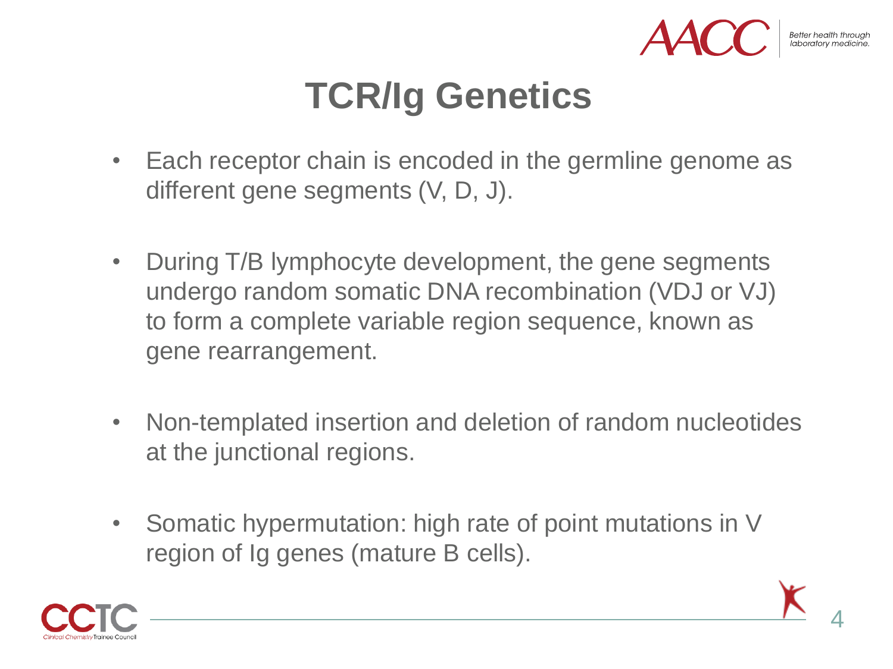# TCR/Ig Genetics

- Each receptor chain is encoded in the germline genome as different gene segments (V, D, J).
- During T/B lymphocyte development, the gene segments undergo random somatic DNA recombination (VDJ or VJ) to form a complete variable region sequence, known as gene rearrangement.
- Non-templated insertion and deletion of random nucleotides at the junctional regions.
- Somatic hypermutation: high rate of point mutations in V region of Ig genes (mature B cells).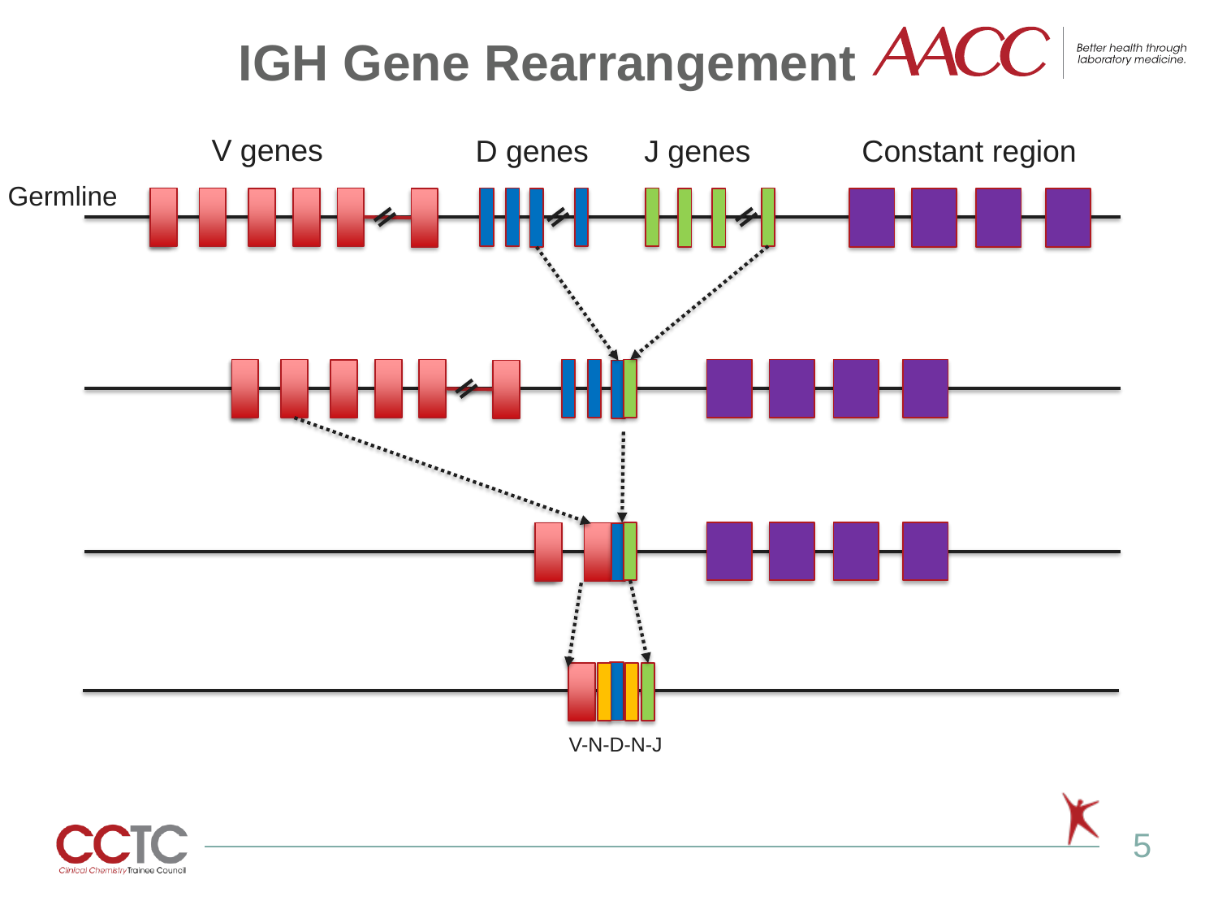# IGH Gene Rearrangement

V genes | D genes | J genes | Constant region

Germline

V-N-D-N-J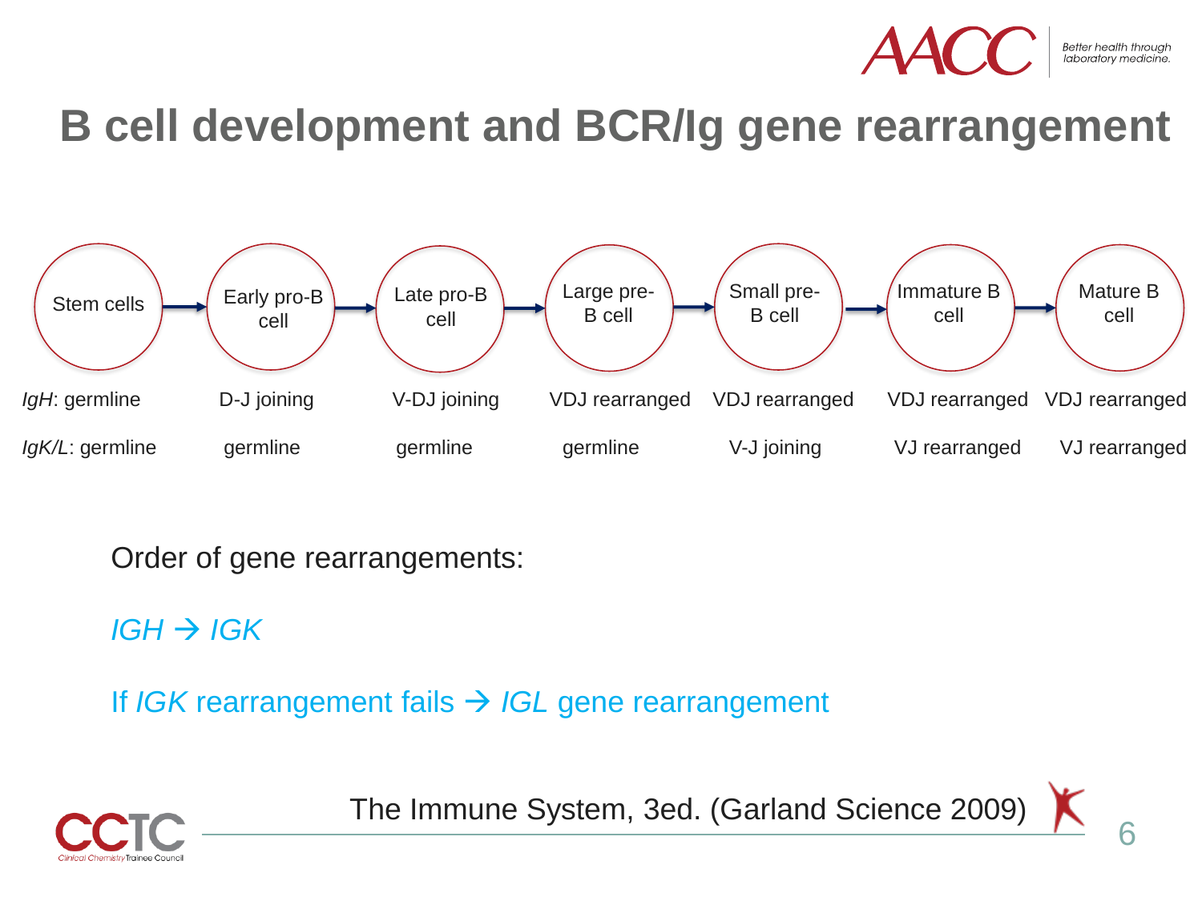# B cell development and BCR/Ig gene rearrangement

| | Stem cells | Early pro-B cell | Late pro-B cell | Large pre-B cell | Small pre-B cell | Immature B cell | Mature B cell |
|---|---|---|---|---|---|---|---|
| *IgH* | germline | D-J joining | V-DJ joining | VDJ rearranged | VDJ rearranged | VDJ rearranged | VDJ rearranged |
| *IgK/L* | germline | germline | germline | germline | V-J joining | VJ rearranged | VJ rearranged |

Order of gene rearrangements:

*IGH* → *IGK*

If *IGK* rearrangement fails → *IGL* gene rearrangement

The Immune System, 3ed. (Garland Science 2009)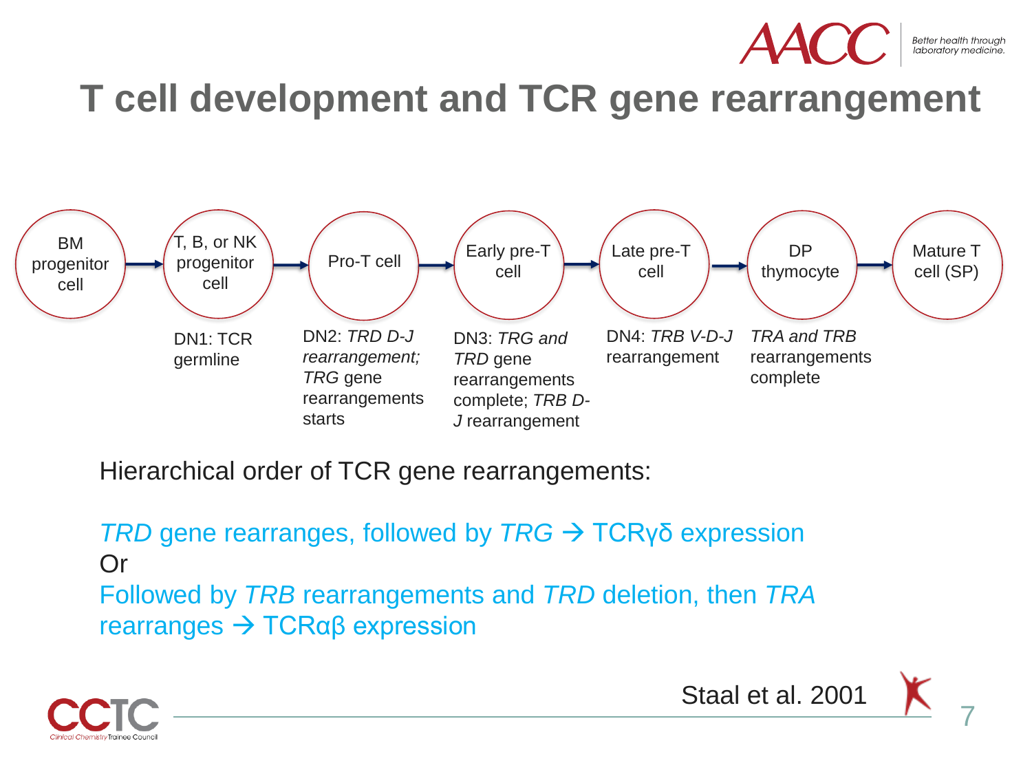# T cell development and TCR gene rearrangement

BM progenitor cell → T, B, or NK progenitor cell → Pro-T cell → Early pre-T cell → Late pre-T cell → DP thymocyte → Mature T cell (SP)

| Stage | Description |
| --- | --- |
| T, B, or NK progenitor cell | DN1: TCR germline |
| Pro-T cell | DN2: *TRD D-J rearrangement; TRG* gene rearrangements starts |
| Early pre-T cell | DN3: *TRG and TRD* gene rearrangements complete; *TRB D-J* rearrangement |
| Late pre-T cell | DN4: *TRB V-D-J* rearrangement |
| DP thymocyte | *TRA and TRB* rearrangements complete |

Hierarchical order of TCR gene rearrangements:

*TRD* gene rearranges, followed by *TRG* → TCRγδ expression

Or

Followed by *TRB* rearrangements and *TRD* deletion, then *TRA* rearranges → TCRαβ expression

Staal et al. 2001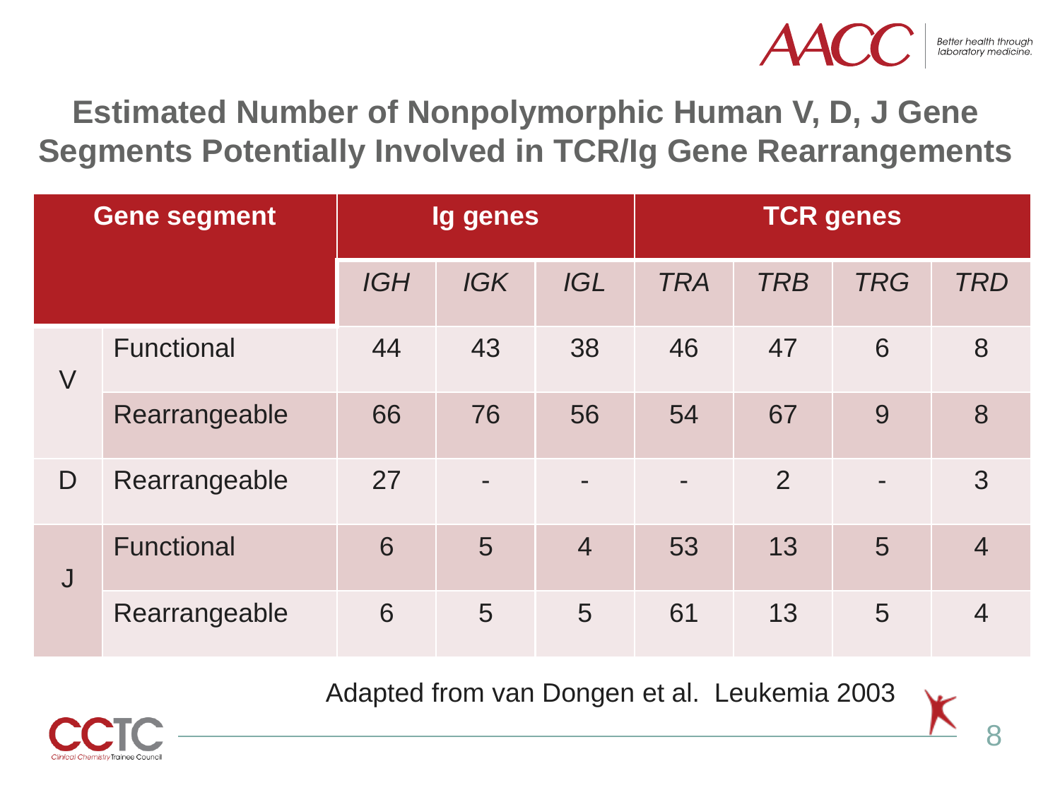# Estimated Number of Nonpolymorphic Human V, D, J Gene Segments Potentially Involved in TCR/Ig Gene Rearrangements

| Gene segment | | Ig genes | | | TCR genes | | | |
|---|---|---|---|---|---|---|---|---|
| | | *IGH* | *IGK* | *IGL* | *TRA* | *TRB* | *TRG* | *TRD* |
| V | Functional | 44 | 43 | 38 | 46 | 47 | 6 | 8 |
| | Rearrangeable | 66 | 76 | 56 | 54 | 67 | 9 | 8 |
| D | Rearrangeable | 27 | - | - | - | 2 | - | 3 |
| J | Functional | 6 | 5 | 4 | 53 | 13 | 5 | 4 |
| | Rearrangeable | 6 | 5 | 5 | 61 | 13 | 5 | 4 |

Adapted from van Dongen et al. Leukemia 2003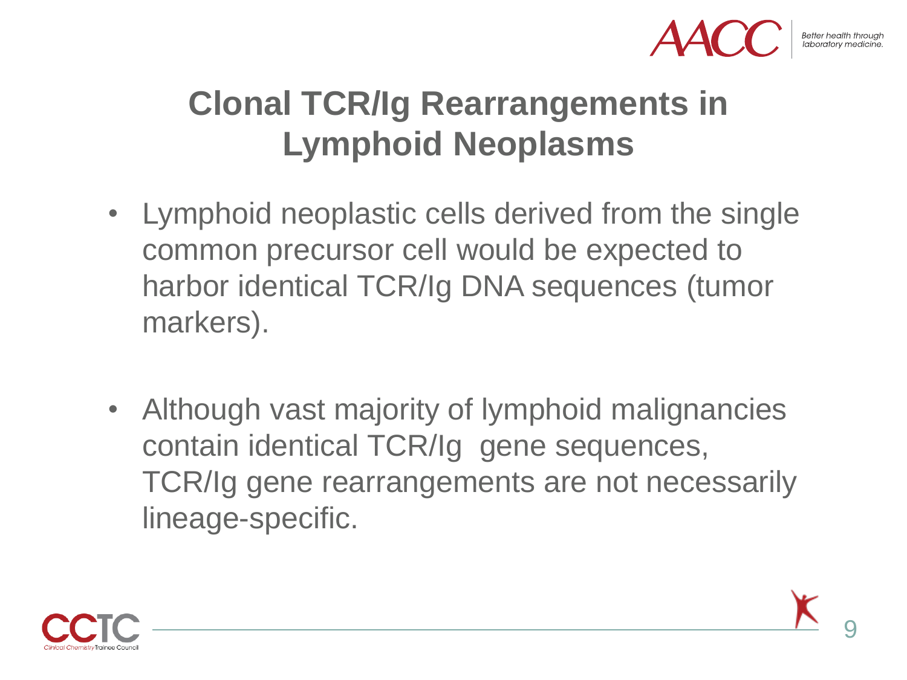# Clonal TCR/Ig Rearrangements in Lymphoid Neoplasms

- Lymphoid neoplastic cells derived from the single common precursor cell would be expected to harbor identical TCR/Ig DNA sequences (tumor markers).
- Although vast majority of lymphoid malignancies contain identical TCR/Ig gene sequences, TCR/Ig gene rearrangements are not necessarily lineage-specific.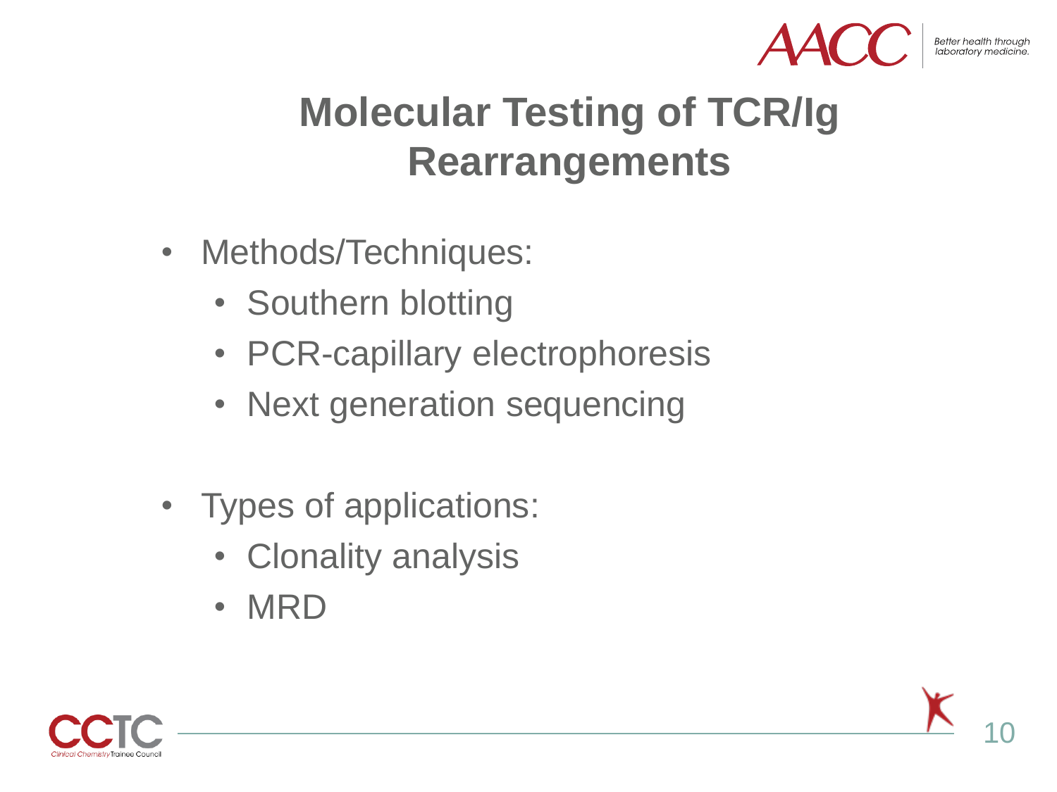# Molecular Testing of TCR/Ig Rearrangements

- Methods/Techniques:
  - Southern blotting
  - PCR-capillary electrophoresis
  - Next generation sequencing
- Types of applications:
  - Clonality analysis
  - MRD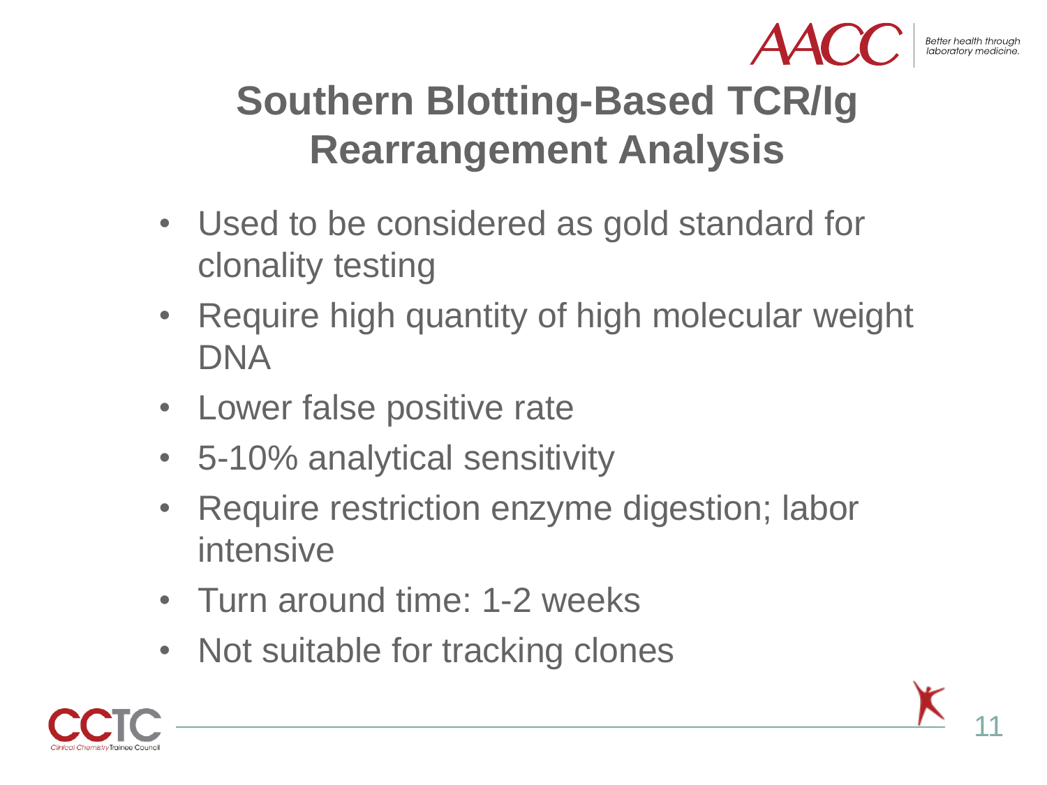# Southern Blotting-Based TCR/Ig Rearrangement Analysis

- Used to be considered as gold standard for clonality testing
- Require high quantity of high molecular weight DNA
- Lower false positive rate
- 5-10% analytical sensitivity
- Require restriction enzyme digestion; labor intensive
- Turn around time: 1-2 weeks
- Not suitable for tracking clones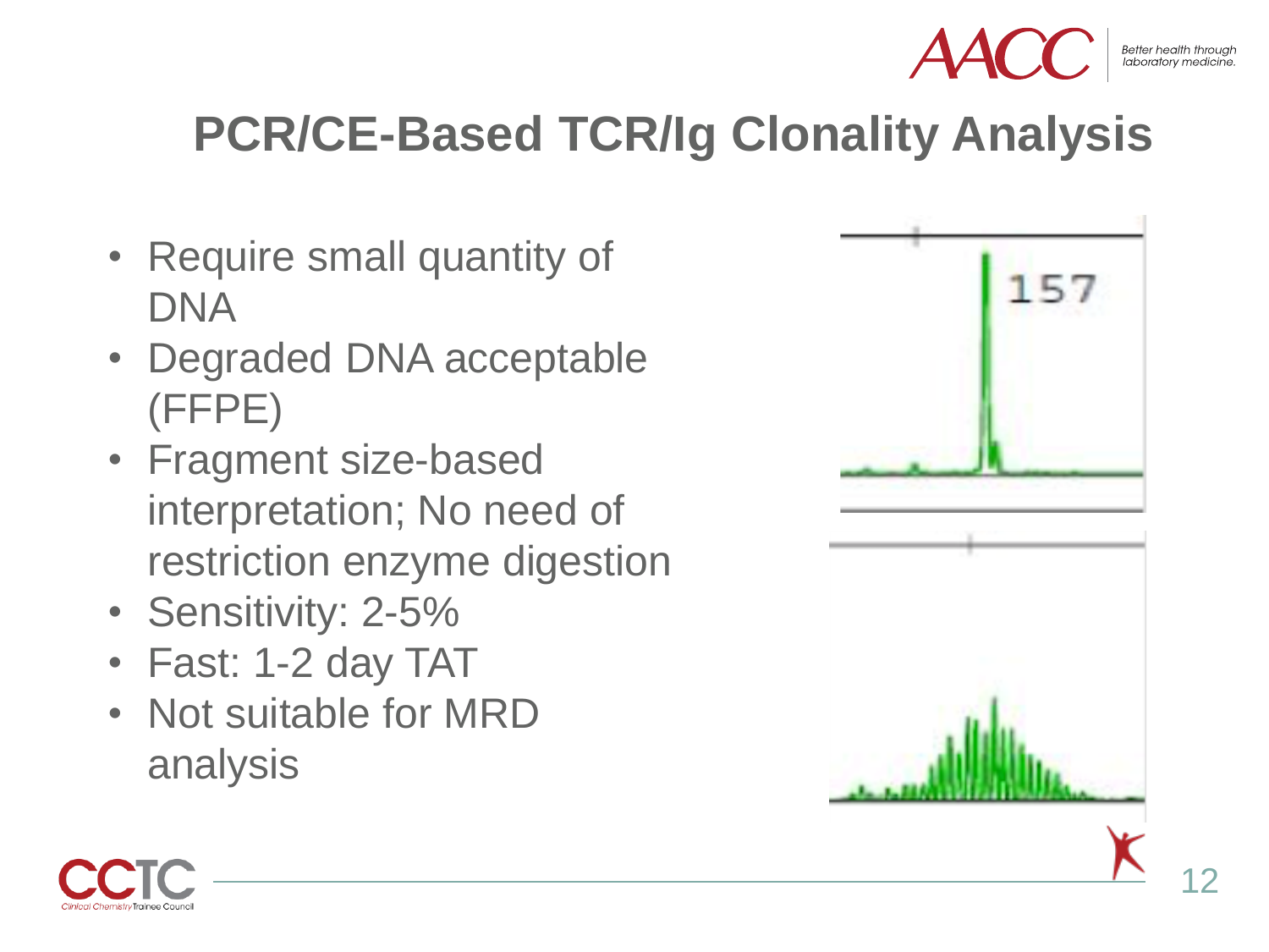# PCR/CE-Based TCR/Ig Clonality Analysis

- Require small quantity of DNA
- Degraded DNA acceptable (FFPE)
- Fragment size-based interpretation; No need of restriction enzyme digestion
- Sensitivity: 2-5%
- Fast: 1-2 day TAT
- Not suitable for MRD analysis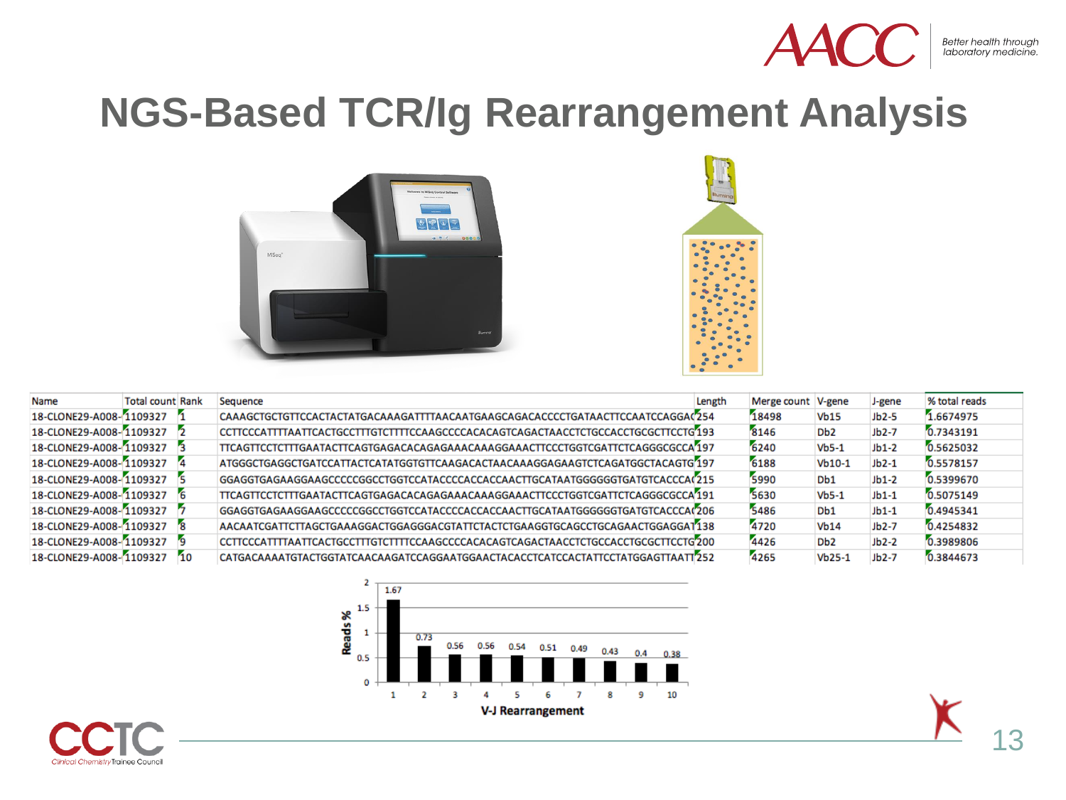# NGS-Based TCR/Ig Rearrangement Analysis

| Name | Total count | Rank | Sequence | Length | Merge count | V-gene | J-gene | % total reads |
|---|---|---|---|---|---|---|---|---|
| 18-CLONE29-A008- | 1109327 | 1 | CAAAGCTGCTGTTCCACTACTATGACAAAGATTTTAACAATGAAGCAGACACCCCTGATAACTTCCAATCCAGGA( | 254 | 18498 | Vb15 | Jb2-5 | 1.6674975 |
| 18-CLONE29-A008- | 1109327 | 2 | CCTTCCCATTTTAATTCACTGCCTTTGTCTTTTCCAAGCCCCACACAGTCAGACTAACCTCTGCCACCTGCGCTTCCTG | 193 | 8146 | Db2 | Jb2-7 | 0.7343191 |
| 18-CLONE29-A008- | 1109327 | 3 | TTCAGTTCCTCTTTGAATACTTCAGTGAGACACAGAGAAACAAAGGAAACTTCCCTGGTCGATTCTCAGGGCGCCA | 197 | 6240 | Vb5-1 | Jb1-2 | 0.5625032 |
| 18-CLONE29-A008- | 1109327 | 4 | ATGGGCTGAGGCTGATCCATTACTCATATGGTGTTCAAGACACTAACAAAGGAGAAGTCTCAGATGGCTACAGTG | 197 | 6188 | Vb10-1 | Jb2-1 | 0.5578157 |
| 18-CLONE29-A008- | 1109327 | 5 | GGAGGTGAGAAGGAAGCCCCCGGCCTGGTCCATACCCCACCACCAACTTGCATAATGGGGGGTGATGTCACCCA( | 215 | 5990 | Db1 | Jb1-2 | 0.5399670 |
| 18-CLONE29-A008- | 1109327 | 6 | TTCAGTTCCTCTTTGAATACTTCAGTGAGACACAGAGAAACAAAGGAAACTTCCCTGGTCGATTCTCAGGGCGCCA | 191 | 5630 | Vb5-1 | Jb1-1 | 0.5075149 |
| 18-CLONE29-A008- | 1109327 | 7 | GGAGGTGAGAAGGAAGCCCCCGGCCTGGTCCATACCCCACCACCAACTTGCATAATGGGGGGTGATGTCACCCA( | 206 | 5486 | Db1 | Jb1-1 | 0.4945341 |
| 18-CLONE29-A008- | 1109327 | 8 | AACAATCGATTCTTAGCTGAAAGGACTGGAGGGACGTATTCTACTCTGAAGGTGCAGCCTGCAGAACTGGAGGAT | 138 | 4720 | Vb14 | Jb2-7 | 0.4254832 |
| 18-CLONE29-A008- | 1109327 | 9 | CCTTCCCATTTTAATTCACTGCCTTTGTCTTTTCCAAGCCCCACACAGTCAGACTAACCTCTGCCACCTGCGCTTCCTG | 200 | 4426 | Db2 | Jb2-2 | 0.3989806 |
| 18-CLONE29-A008- | 1109327 | 10 | CATGACAAAATGTACTGGTATCAACAAGATCCAGGAATGGAACTACACCTCATCCACTATTCCTATGGAGTTAATT | 252 | 4265 | Vb25-1 | Jb2-7 | 0.3844673 |

| V-J Rearrangement | 1 | 2 | 3 | 4 | 5 | 6 | 7 | 8 | 9 | 10 |
|---|---|---|---|---|---|---|---|---|---|---|
| Reads % | 1.67 | 0.73 | 0.56 | 0.56 | 0.54 | 0.51 | 0.49 | 0.43 | 0.4 | 0.38 |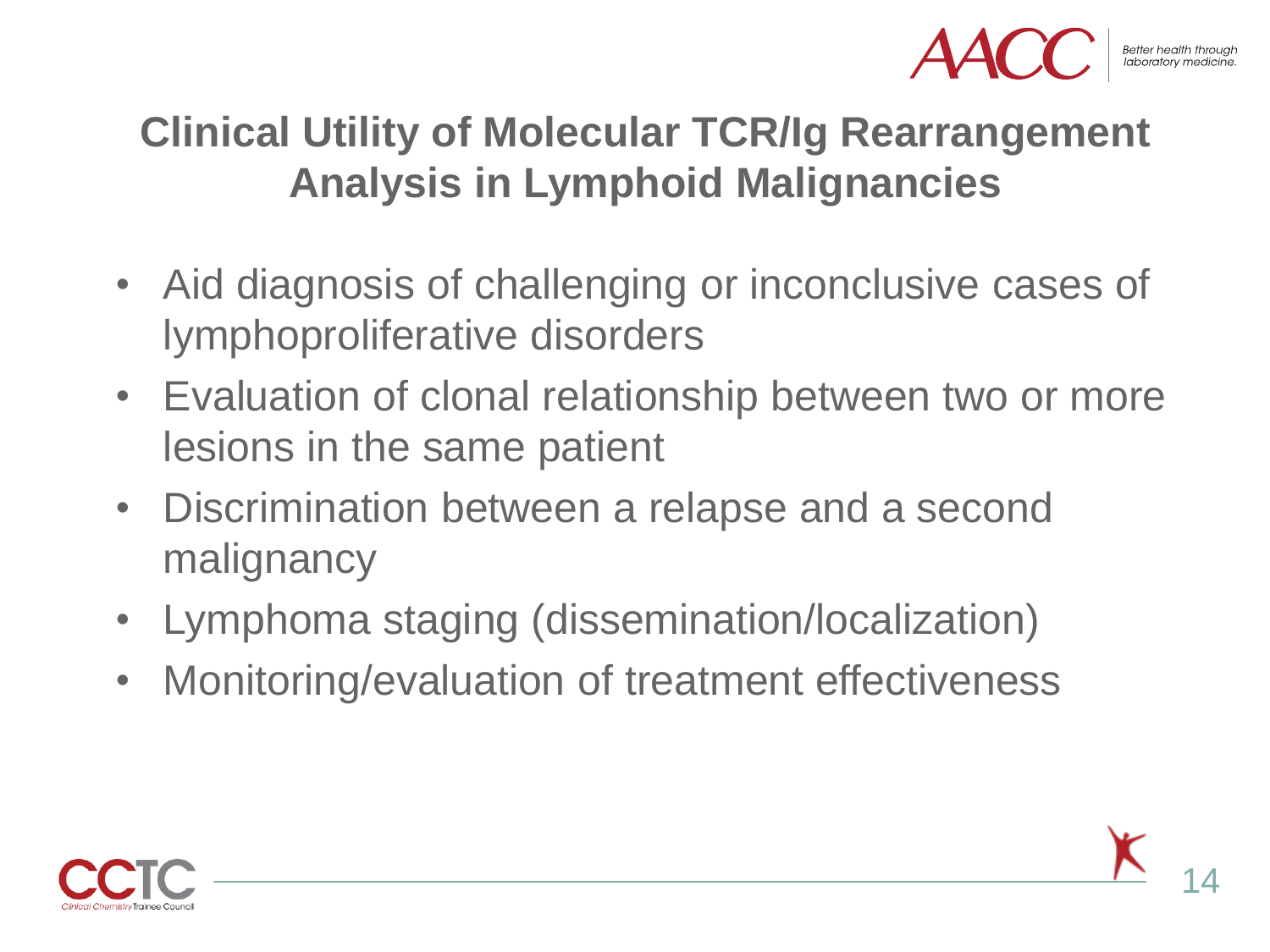# Clinical Utility of Molecular TCR/Ig Rearrangement Analysis in Lymphoid Malignancies

- Aid diagnosis of challenging or inconclusive cases of lymphoproliferative disorders
- Evaluation of clonal relationship between two or more lesions in the same patient
- Discrimination between a relapse and a second malignancy
- Lymphoma staging (dissemination/localization)
- Monitoring/evaluation of treatment effectiveness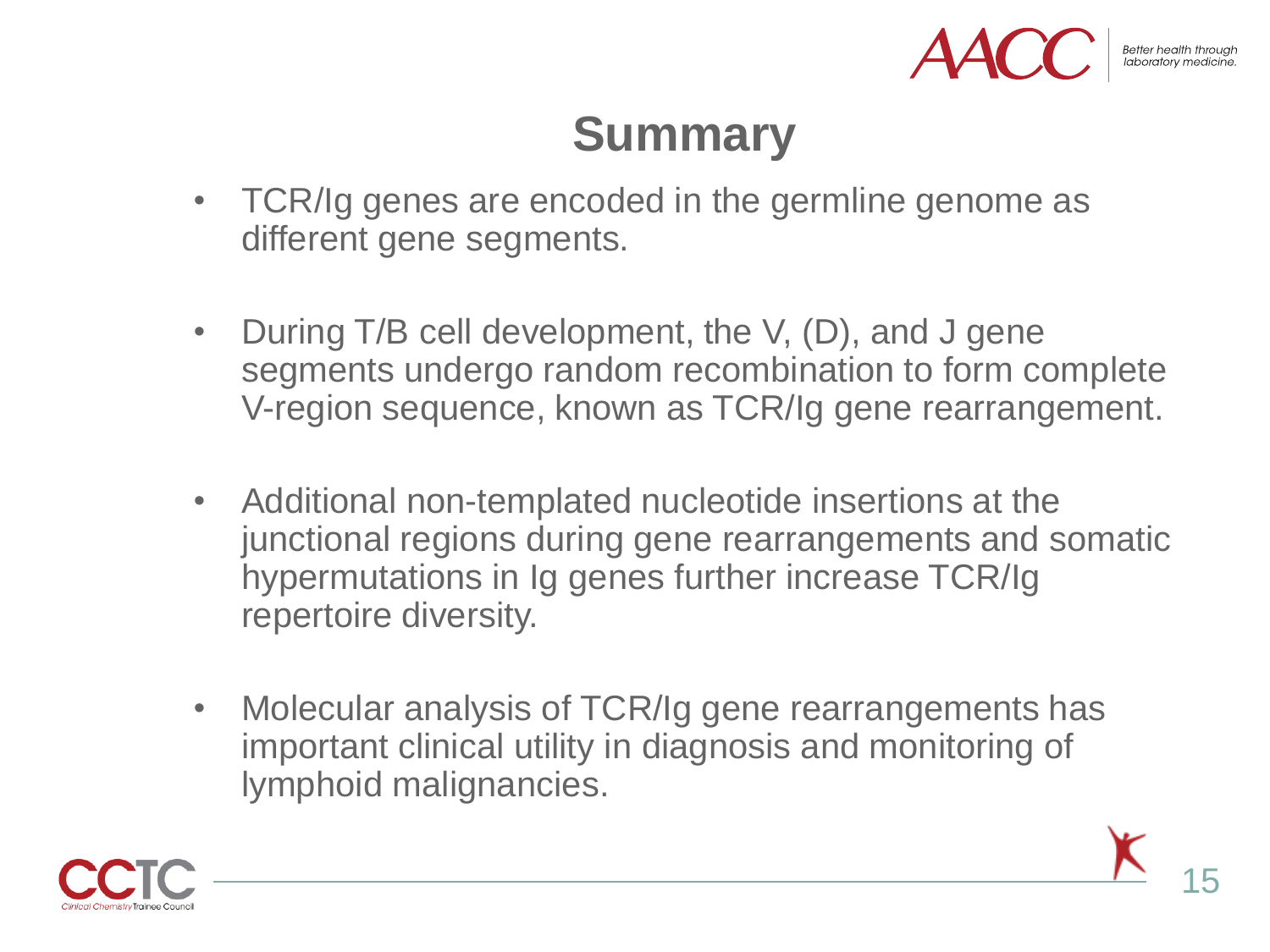# Summary

- TCR/Ig genes are encoded in the germline genome as different gene segments.
- During T/B cell development, the V, (D), and J gene segments undergo random recombination to form complete V-region sequence, known as TCR/Ig gene rearrangement.
- Additional non-templated nucleotide insertions at the junctional regions during gene rearrangements and somatic hypermutations in Ig genes further increase TCR/Ig repertoire diversity.
- Molecular analysis of TCR/Ig gene rearrangements has important clinical utility in diagnosis and monitoring of lymphoid malignancies.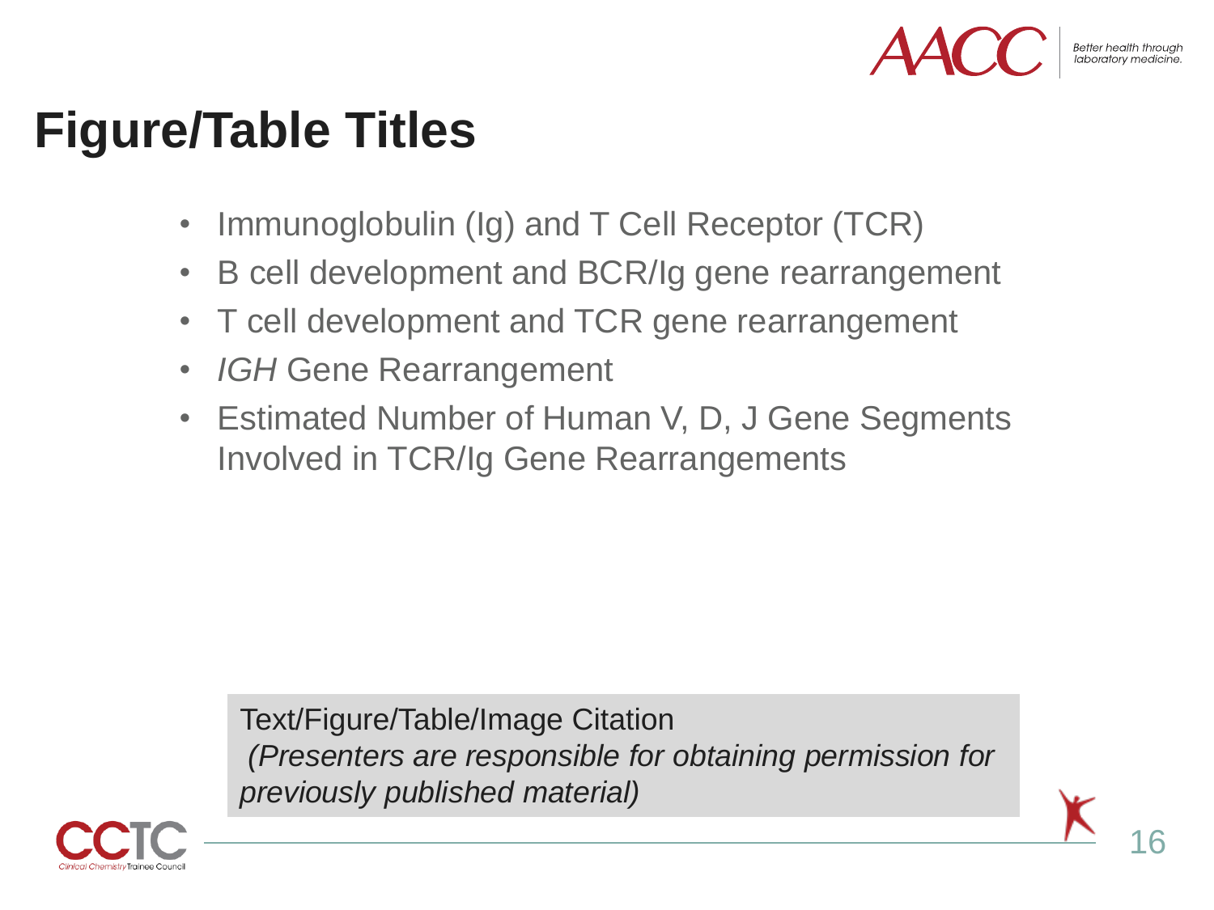# Figure/Table Titles

- Immunoglobulin (Ig) and T Cell Receptor (TCR)
- B cell development and BCR/Ig gene rearrangement
- T cell development and TCR gene rearrangement
- *IGH* Gene Rearrangement
- Estimated Number of Human V, D, J Gene Segments Involved in TCR/Ig Gene Rearrangements

Text/Figure/Table/Image Citation
*(Presenters are responsible for obtaining permission for previously published material)*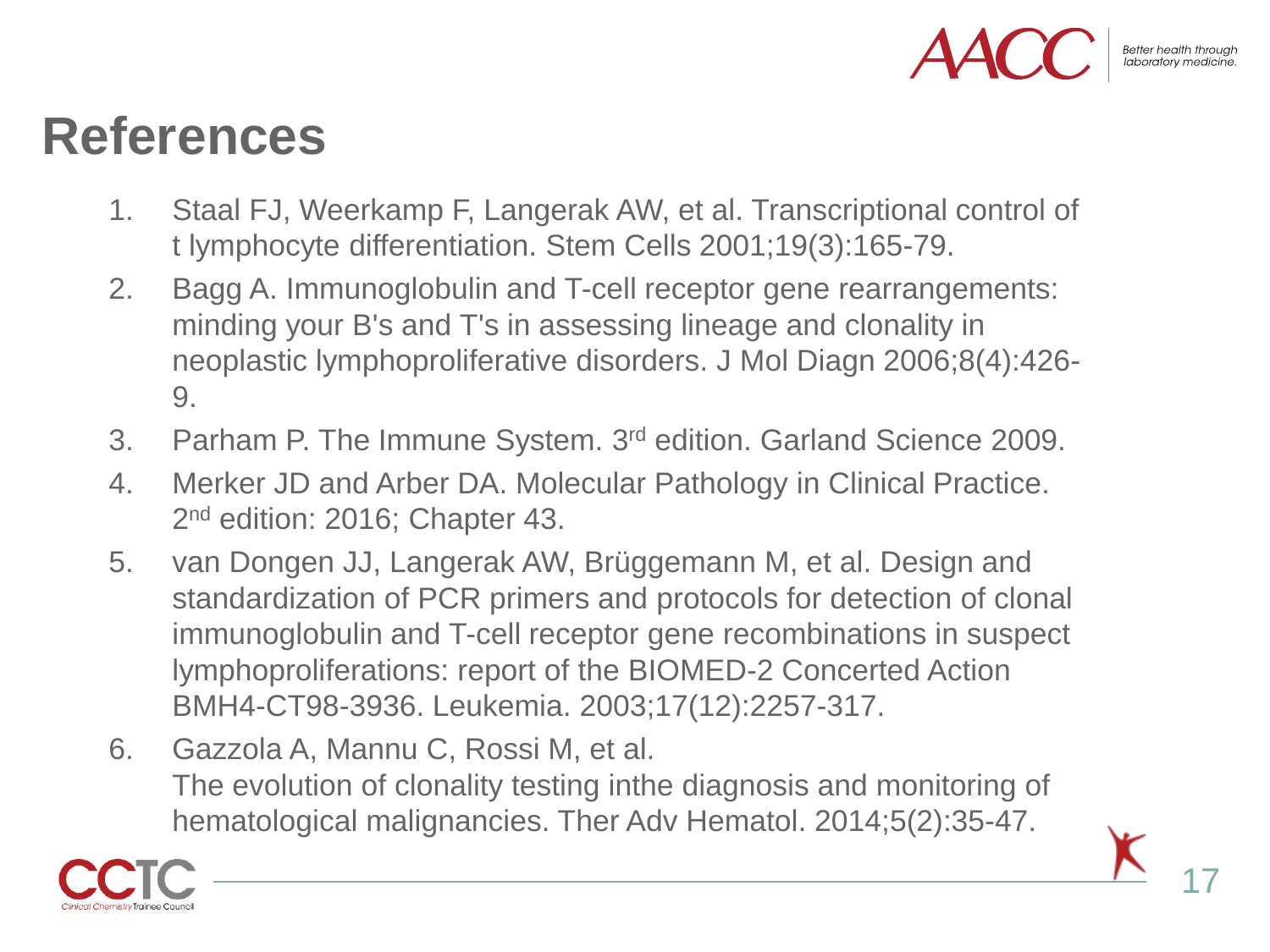# References

1. Staal FJ, Weerkamp F, Langerak AW, et al. Transcriptional control of t lymphocyte differentiation. Stem Cells 2001;19(3):165-79.
2. Bagg A. Immunoglobulin and T-cell receptor gene rearrangements: minding your B's and T's in assessing lineage and clonality in neoplastic lymphoproliferative disorders. J Mol Diagn 2006;8(4):426-9.
3. Parham P. The Immune System. 3rd edition. Garland Science 2009.
4. Merker JD and Arber DA. Molecular Pathology in Clinical Practice. 2nd edition: 2016; Chapter 43.
5. van Dongen JJ, Langerak AW, Brüggemann M, et al. Design and standardization of PCR primers and protocols for detection of clonal immunoglobulin and T-cell receptor gene recombinations in suspect lymphoproliferations: report of the BIOMED-2 Concerted Action BMH4-CT98-3936. Leukemia. 2003;17(12):2257-317.
6. Gazzola A, Mannu C, Rossi M, et al. The evolution of clonality testing inthe diagnosis and monitoring of hematological malignancies. Ther Adv Hematol. 2014;5(2):35-47.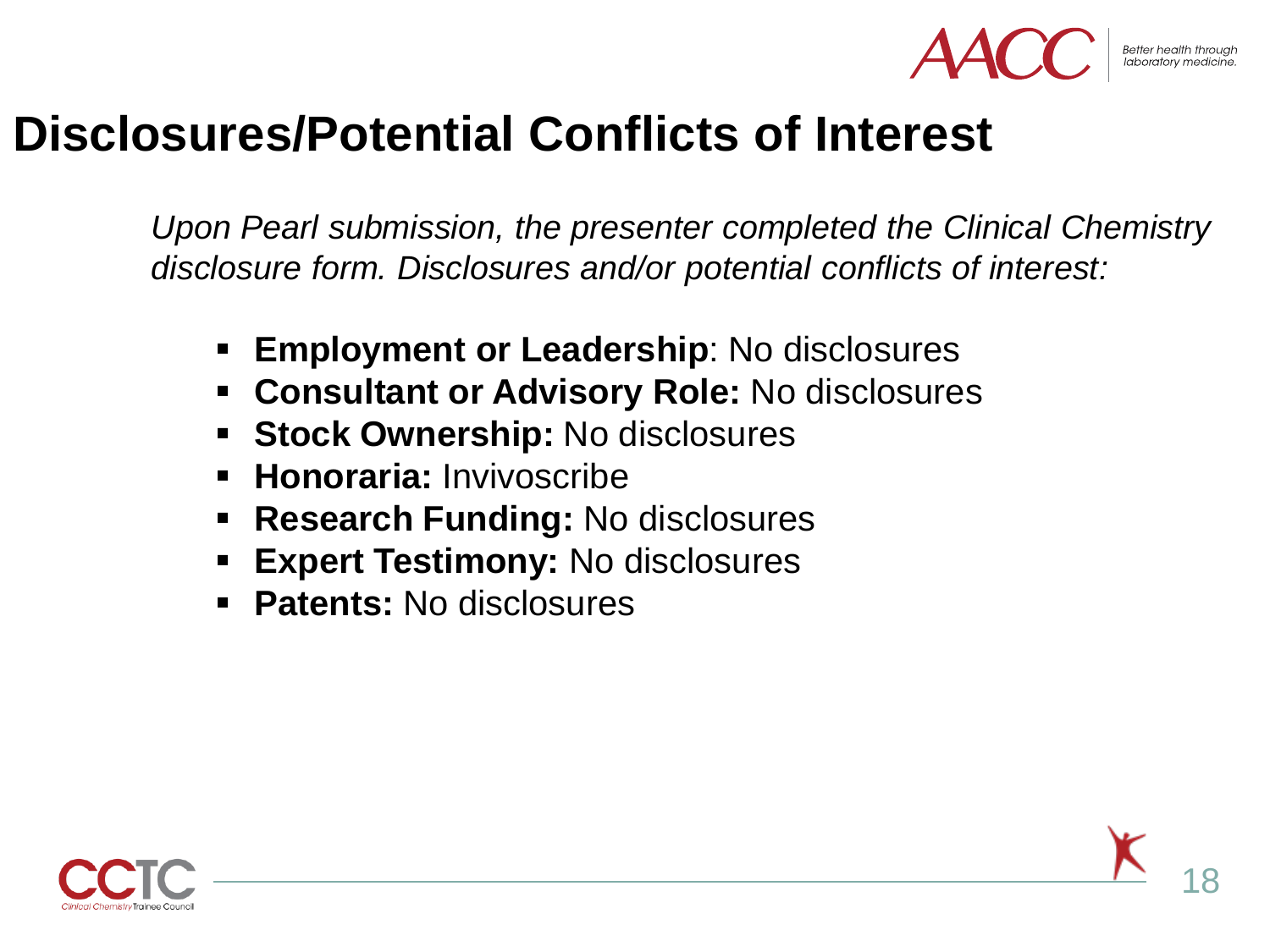# Disclosures/Potential Conflicts of Interest

*Upon Pearl submission, the presenter completed the Clinical Chemistry disclosure form. Disclosures and/or potential conflicts of interest:*

- **Employment or Leadership**: No disclosures
- **Consultant or Advisory Role:** No disclosures
- **Stock Ownership:** No disclosures
- **Honoraria:** Invivoscribe
- **Research Funding:** No disclosures
- **Expert Testimony:** No disclosures
- **Patents:** No disclosures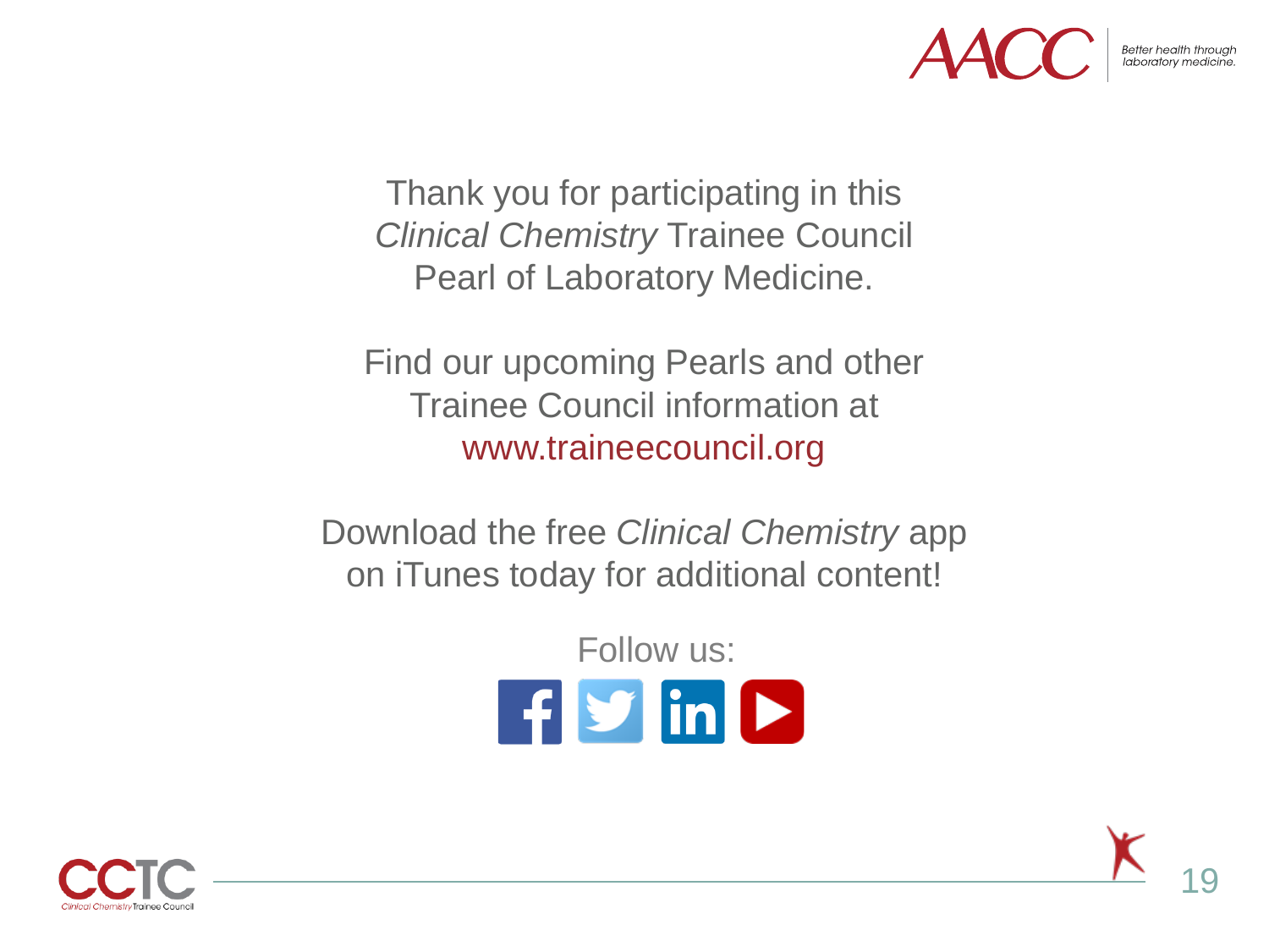Thank you for participating in this *Clinical Chemistry* Trainee Council Pearl of Laboratory Medicine.

Find our upcoming Pearls and other Trainee Council information at www.traineecouncil.org

Download the free *Clinical Chemistry* app on iTunes today for additional content!

Follow us: